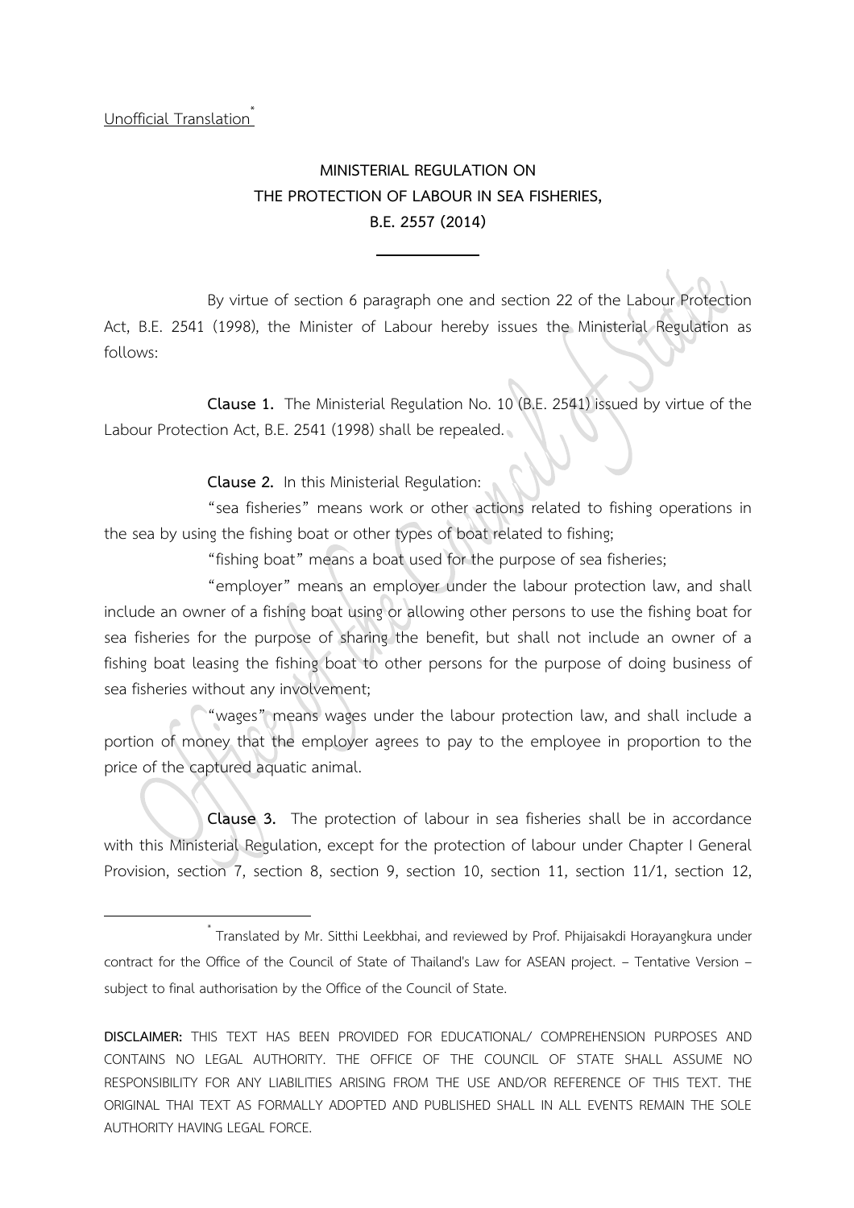Unofficial Translation[*]

# MINISTERIAL REGULATION ON THE PROTECTION OF LABOUR IN SEA FISHERIES, B.E. 2557 (2014)

---

By virtue of section 6 paragraph one and section 22 of the Labour Protection Act, B.E. 2541 (1998), the Minister of Labour hereby issues the Ministerial Regulation as follows:

**Clause 1.** The Ministerial Regulation No. 10 (B.E. 2541) issued by virtue of the Labour Protection Act, B.E. 2541 (1998) shall be repealed.

**Clause 2.** In this Ministerial Regulation:

"sea fisheries" means work or other actions related to fishing operations in the sea by using the fishing boat or other types of boat related to fishing;

"fishing boat" means a boat used for the purpose of sea fisheries;

"employer" means an employer under the labour protection law, and shall include an owner of a fishing boat using or allowing other persons to use the fishing boat for sea fisheries for the purpose of sharing the benefit, but shall not include an owner of a fishing boat leasing the fishing boat to other persons for the purpose of doing business of sea fisheries without any involvement;

"wages" means wages under the labour protection law, and shall include a portion of money that the employer agrees to pay to the employee in proportion to the price of the captured aquatic animal.

**Clause 3.** The protection of labour in sea fisheries shall be in accordance with this Ministerial Regulation, except for the protection of labour under Chapter I General Provision, section 7, section 8, section 9, section 10, section 11, section 11/1, section 12,

---

[*] Translated by Mr. Sitthi Leekbhai, and reviewed by Prof. Phijaisakdi Horayangkura under contract for the Office of the Council of State of Thailand's Law for ASEAN project. – Tentative Version – subject to final authorisation by the Office of the Council of State.

**DISCLAIMER:** THIS TEXT HAS BEEN PROVIDED FOR EDUCATIONAL/ COMPREHENSION PURPOSES AND CONTAINS NO LEGAL AUTHORITY. THE OFFICE OF THE COUNCIL OF STATE SHALL ASSUME NO RESPONSIBILITY FOR ANY LIABILITIES ARISING FROM THE USE AND/OR REFERENCE OF THIS TEXT. THE ORIGINAL THAI TEXT AS FORMALLY ADOPTED AND PUBLISHED SHALL IN ALL EVENTS REMAIN THE SOLE AUTHORITY HAVING LEGAL FORCE.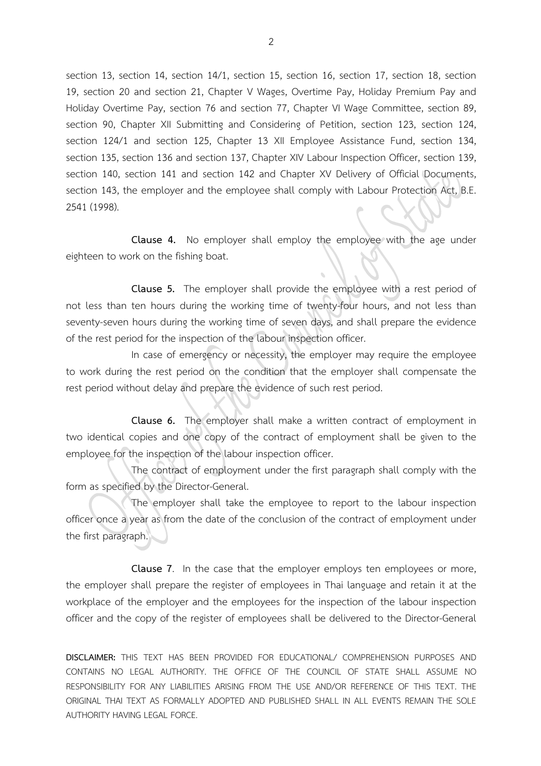section 13, section 14, section 14/1, section 15, section 16, section 17, section 18, section 19, section 20 and section 21, Chapter V Wages, Overtime Pay, Holiday Premium Pay and Holiday Overtime Pay, section 76 and section 77, Chapter VI Wage Committee, section 89, section 90, Chapter XII Submitting and Considering of Petition, section 123, section 124, section 124/1 and section 125, Chapter 13 XII Employee Assistance Fund, section 134, section 135, section 136 and section 137, Chapter XIV Labour Inspection Officer, section 139, section 140, section 141 and section 142 and Chapter XV Delivery of Official Documents, section 143, the employer and the employee shall comply with Labour Protection Act, B.E. 2541 (1998).

**Clause 4.** No employer shall employ the employee with the age under eighteen to work on the fishing boat.

**Clause 5.** The employer shall provide the employee with a rest period of not less than ten hours during the working time of twenty-four hours, and not less than seventy-seven hours during the working time of seven days, and shall prepare the evidence of the rest period for the inspection of the labour inspection officer.

In case of emergency or necessity, the employer may require the employee to work during the rest period on the condition that the employer shall compensate the rest period without delay and prepare the evidence of such rest period.

**Clause 6.** The employer shall make a written contract of employment in two identical copies and one copy of the contract of employment shall be given to the employee for the inspection of the labour inspection officer.

The contract of employment under the first paragraph shall comply with the form as specified by the Director-General.

The employer shall take the employee to report to the labour inspection officer once a year as from the date of the conclusion of the contract of employment under the first paragraph.

**Clause 7**. In the case that the employer employs ten employees or more, the employer shall prepare the register of employees in Thai language and retain it at the workplace of the employer and the employees for the inspection of the labour inspection officer and the copy of the register of employees shall be delivered to the Director-General

**DISCLAIMER:** THIS TEXT HAS BEEN PROVIDED FOR EDUCATIONAL/ COMPREHENSION PURPOSES AND CONTAINS NO LEGAL AUTHORITY. THE OFFICE OF THE COUNCIL OF STATE SHALL ASSUME NO RESPONSIBILITY FOR ANY LIABILITIES ARISING FROM THE USE AND/OR REFERENCE OF THIS TEXT. THE ORIGINAL THAI TEXT AS FORMALLY ADOPTED AND PUBLISHED SHALL IN ALL EVENTS REMAIN THE SOLE AUTHORITY HAVING LEGAL FORCE.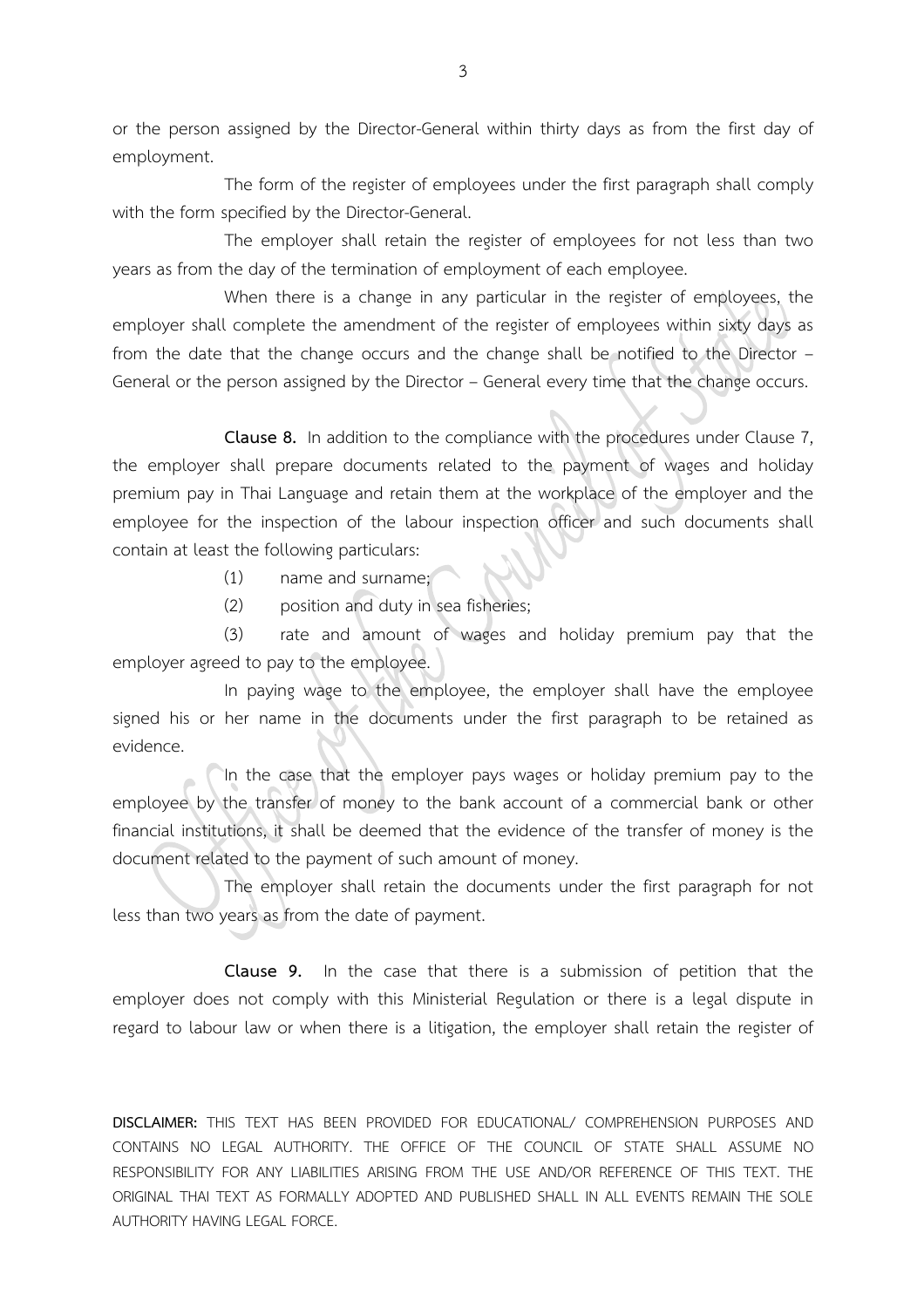or the person assigned by the Director-General within thirty days as from the first day of employment.

The form of the register of employees under the first paragraph shall comply with the form specified by the Director-General.

The employer shall retain the register of employees for not less than two years as from the day of the termination of employment of each employee.

When there is a change in any particular in the register of employees, the employer shall complete the amendment of the register of employees within sixty days as from the date that the change occurs and the change shall be notified to the Director – General or the person assigned by the Director – General every time that the change occurs.

**Clause 8.** In addition to the compliance with the procedures under Clause 7, the employer shall prepare documents related to the payment of wages and holiday premium pay in Thai Language and retain them at the workplace of the employer and the employee for the inspection of the labour inspection officer and such documents shall contain at least the following particulars:

(1) name and surname;

(2) position and duty in sea fisheries;

(3) rate and amount of wages and holiday premium pay that the employer agreed to pay to the employee.

In paying wage to the employee, the employer shall have the employee signed his or her name in the documents under the first paragraph to be retained as evidence.

In the case that the employer pays wages or holiday premium pay to the employee by the transfer of money to the bank account of a commercial bank or other financial institutions, it shall be deemed that the evidence of the transfer of money is the document related to the payment of such amount of money.

The employer shall retain the documents under the first paragraph for not less than two years as from the date of payment.

**Clause 9.** In the case that there is a submission of petition that the employer does not comply with this Ministerial Regulation or there is a legal dispute in regard to labour law or when there is a litigation, the employer shall retain the register of

**DISCLAIMER:** THIS TEXT HAS BEEN PROVIDED FOR EDUCATIONAL/ COMPREHENSION PURPOSES AND CONTAINS NO LEGAL AUTHORITY. THE OFFICE OF THE COUNCIL OF STATE SHALL ASSUME NO RESPONSIBILITY FOR ANY LIABILITIES ARISING FROM THE USE AND/OR REFERENCE OF THIS TEXT. THE ORIGINAL THAI TEXT AS FORMALLY ADOPTED AND PUBLISHED SHALL IN ALL EVENTS REMAIN THE SOLE AUTHORITY HAVING LEGAL FORCE.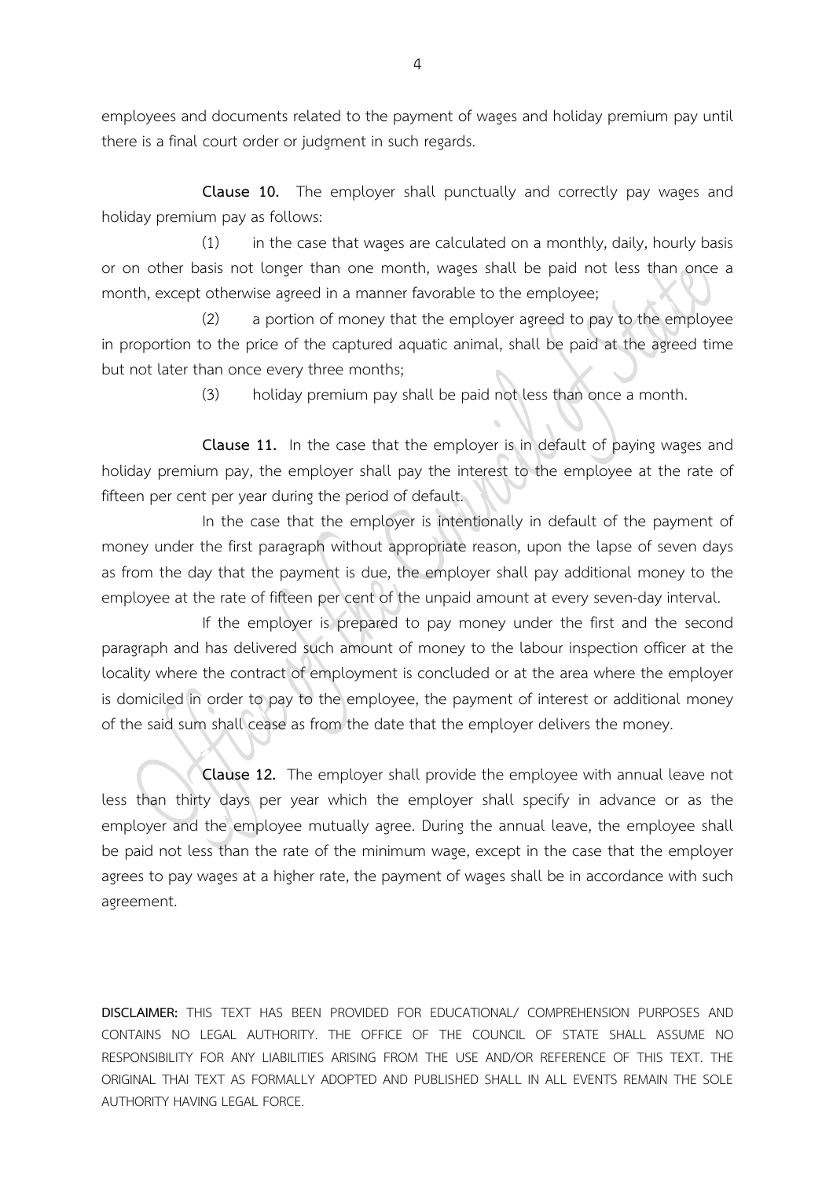employees and documents related to the payment of wages and holiday premium pay until there is a final court order or judgment in such regards.

**Clause 10.** The employer shall punctually and correctly pay wages and holiday premium pay as follows:

(1) in the case that wages are calculated on a monthly, daily, hourly basis or on other basis not longer than one month, wages shall be paid not less than once a month, except otherwise agreed in a manner favorable to the employee;

(2) a portion of money that the employer agreed to pay to the employee in proportion to the price of the captured aquatic animal, shall be paid at the agreed time but not later than once every three months;

(3) holiday premium pay shall be paid not less than once a month.

**Clause 11.** In the case that the employer is in default of paying wages and holiday premium pay, the employer shall pay the interest to the employee at the rate of fifteen per cent per year during the period of default.

In the case that the employer is intentionally in default of the payment of money under the first paragraph without appropriate reason, upon the lapse of seven days as from the day that the payment is due, the employer shall pay additional money to the employee at the rate of fifteen per cent of the unpaid amount at every seven-day interval.

If the employer is prepared to pay money under the first and the second paragraph and has delivered such amount of money to the labour inspection officer at the locality where the contract of employment is concluded or at the area where the employer is domiciled in order to pay to the employee, the payment of interest or additional money of the said sum shall cease as from the date that the employer delivers the money.

**Clause 12.** The employer shall provide the employee with annual leave not less than thirty days per year which the employer shall specify in advance or as the employer and the employee mutually agree. During the annual leave, the employee shall be paid not less than the rate of the minimum wage, except in the case that the employer agrees to pay wages at a higher rate, the payment of wages shall be in accordance with such agreement.

**DISCLAIMER:** THIS TEXT HAS BEEN PROVIDED FOR EDUCATIONAL/ COMPREHENSION PURPOSES AND CONTAINS NO LEGAL AUTHORITY. THE OFFICE OF THE COUNCIL OF STATE SHALL ASSUME NO RESPONSIBILITY FOR ANY LIABILITIES ARISING FROM THE USE AND/OR REFERENCE OF THIS TEXT. THE ORIGINAL THAI TEXT AS FORMALLY ADOPTED AND PUBLISHED SHALL IN ALL EVENTS REMAIN THE SOLE AUTHORITY HAVING LEGAL FORCE.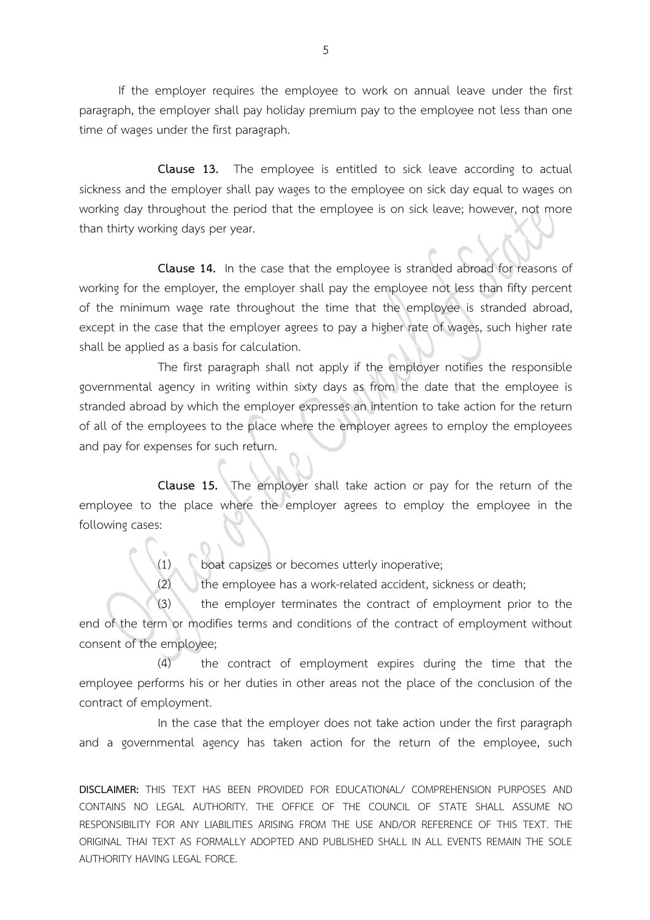If the employer requires the employee to work on annual leave under the first paragraph, the employer shall pay holiday premium pay to the employee not less than one time of wages under the first paragraph.

**Clause 13.** The employee is entitled to sick leave according to actual sickness and the employer shall pay wages to the employee on sick day equal to wages on working day throughout the period that the employee is on sick leave; however, not more than thirty working days per year.

**Clause 14.** In the case that the employee is stranded abroad for reasons of working for the employer, the employer shall pay the employee not less than fifty percent of the minimum wage rate throughout the time that the employee is stranded abroad, except in the case that the employer agrees to pay a higher rate of wages, such higher rate shall be applied as a basis for calculation.

The first paragraph shall not apply if the employer notifies the responsible governmental agency in writing within sixty days as from the date that the employee is stranded abroad by which the employer expresses an intention to take action for the return of all of the employees to the place where the employer agrees to employ the employees and pay for expenses for such return.

**Clause 15.** The employer shall take action or pay for the return of the employee to the place where the employer agrees to employ the employee in the following cases:

(1) boat capsizes or becomes utterly inoperative;

(2) the employee has a work-related accident, sickness or death;

(3) the employer terminates the contract of employment prior to the end of the term or modifies terms and conditions of the contract of employment without consent of the employee;

(4) the contract of employment expires during the time that the employee performs his or her duties in other areas not the place of the conclusion of the contract of employment.

In the case that the employer does not take action under the first paragraph and a governmental agency has taken action for the return of the employee, such

**DISCLAIMER:** THIS TEXT HAS BEEN PROVIDED FOR EDUCATIONAL/ COMPREHENSION PURPOSES AND CONTAINS NO LEGAL AUTHORITY. THE OFFICE OF THE COUNCIL OF STATE SHALL ASSUME NO RESPONSIBILITY FOR ANY LIABILITIES ARISING FROM THE USE AND/OR REFERENCE OF THIS TEXT. THE ORIGINAL THAI TEXT AS FORMALLY ADOPTED AND PUBLISHED SHALL IN ALL EVENTS REMAIN THE SOLE AUTHORITY HAVING LEGAL FORCE.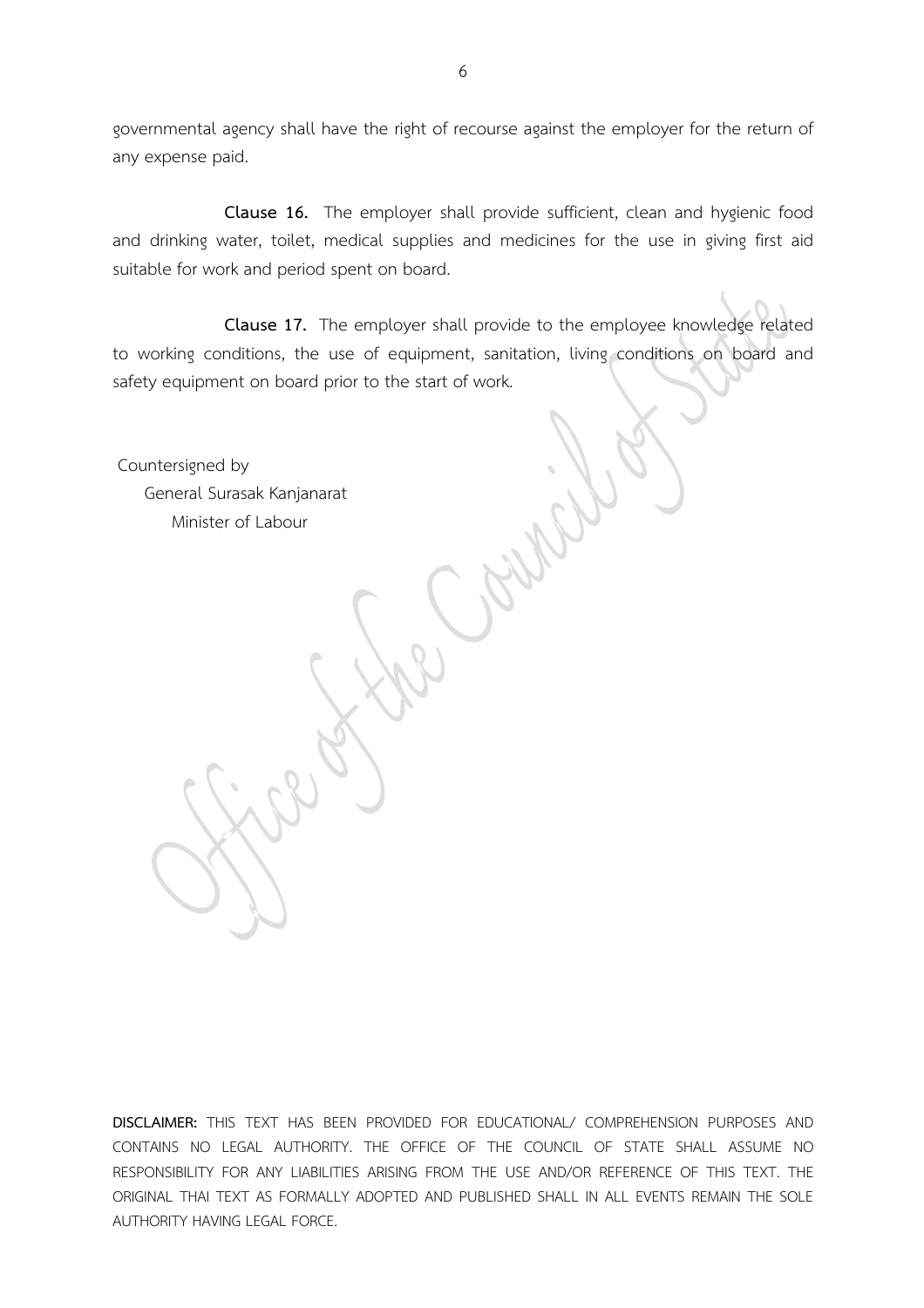governmental agency shall have the right of recourse against the employer for the return of any expense paid.

**Clause 16.** The employer shall provide sufficient, clean and hygienic food and drinking water, toilet, medical supplies and medicines for the use in giving first aid suitable for work and period spent on board.

**Clause 17.** The employer shall provide to the employee knowledge related to working conditions, the use of equipment, sanitation, living conditions on board and safety equipment on board prior to the start of work.

Countersigned by
General Surasak Kanjanarat
Minister of Labour

**DISCLAIMER:** THIS TEXT HAS BEEN PROVIDED FOR EDUCATIONAL/ COMPREHENSION PURPOSES AND CONTAINS NO LEGAL AUTHORITY. THE OFFICE OF THE COUNCIL OF STATE SHALL ASSUME NO RESPONSIBILITY FOR ANY LIABILITIES ARISING FROM THE USE AND/OR REFERENCE OF THIS TEXT. THE ORIGINAL THAI TEXT AS FORMALLY ADOPTED AND PUBLISHED SHALL IN ALL EVENTS REMAIN THE SOLE AUTHORITY HAVING LEGAL FORCE.